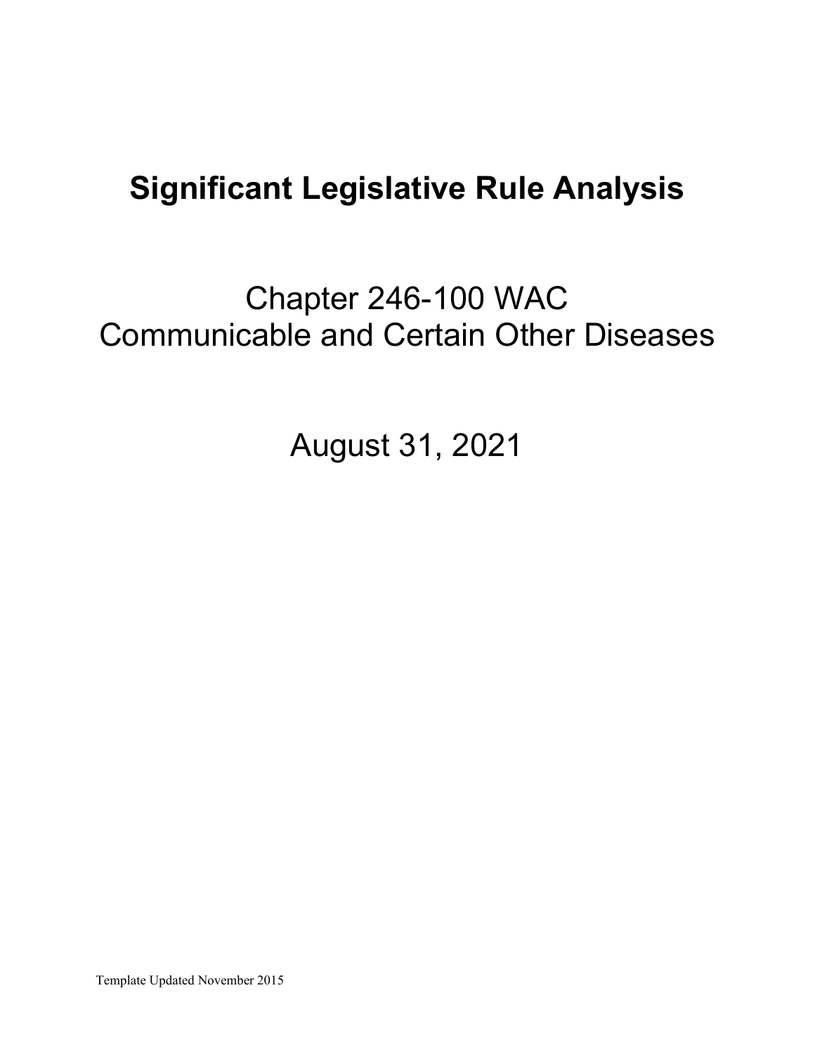# Significant Legislative Rule Analysis

## Chapter 246-100 WAC
## Communicable and Certain Other Diseases

## August 31, 2021

Template Updated November 2015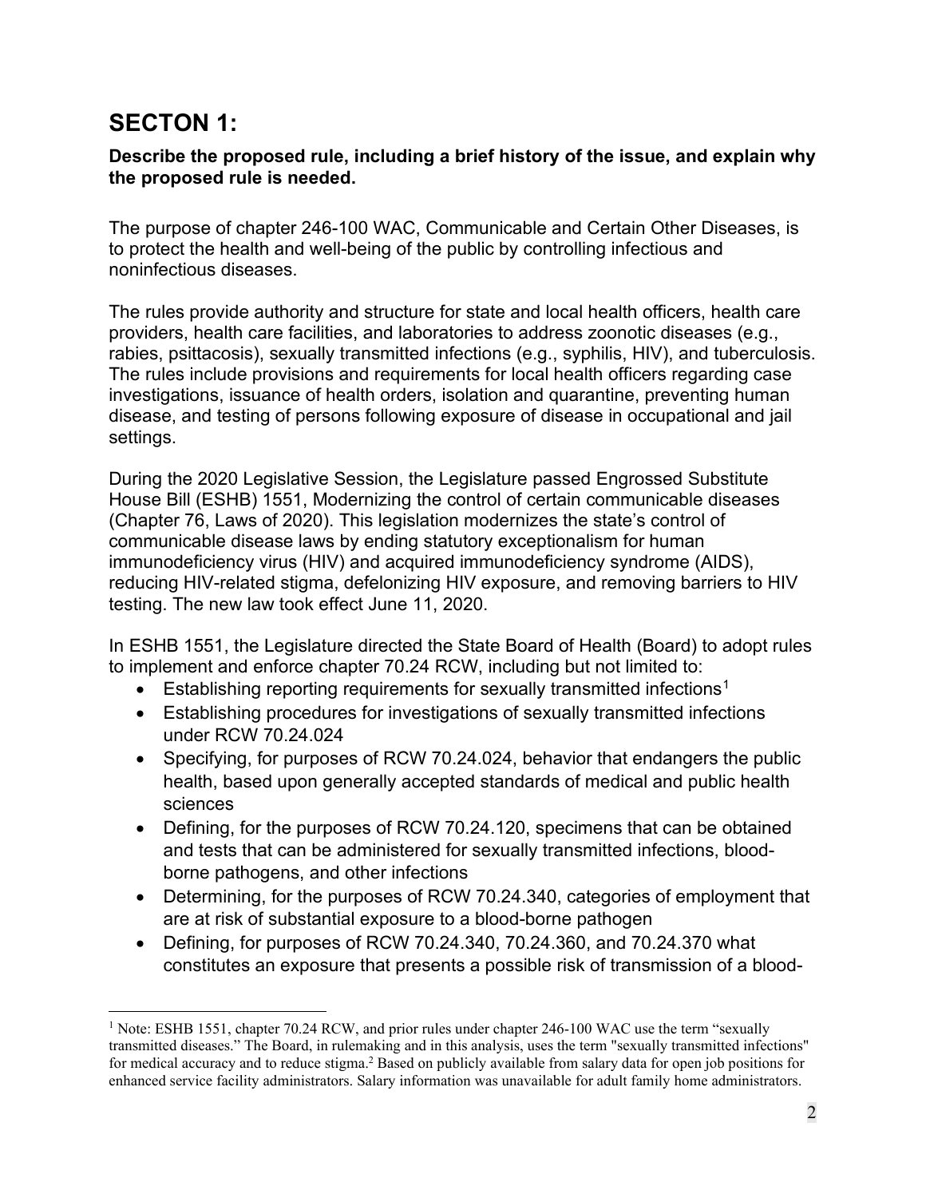## SECTON 1:

**Describe the proposed rule, including a brief history of the issue, and explain why the proposed rule is needed.**

The purpose of chapter 246-100 WAC, Communicable and Certain Other Diseases, is to protect the health and well-being of the public by controlling infectious and noninfectious diseases.

The rules provide authority and structure for state and local health officers, health care providers, health care facilities, and laboratories to address zoonotic diseases (e.g., rabies, psittacosis), sexually transmitted infections (e.g., syphilis, HIV), and tuberculosis. The rules include provisions and requirements for local health officers regarding case investigations, issuance of health orders, isolation and quarantine, preventing human disease, and testing of persons following exposure of disease in occupational and jail settings.

During the 2020 Legislative Session, the Legislature passed Engrossed Substitute House Bill (ESHB) 1551, Modernizing the control of certain communicable diseases (Chapter 76, Laws of 2020). This legislation modernizes the state's control of communicable disease laws by ending statutory exceptionalism for human immunodeficiency virus (HIV) and acquired immunodeficiency syndrome (AIDS), reducing HIV-related stigma, defelonizing HIV exposure, and removing barriers to HIV testing. The new law took effect June 11, 2020.

In ESHB 1551, the Legislature directed the State Board of Health (Board) to adopt rules to implement and enforce chapter 70.24 RCW, including but not limited to:

- Establishing reporting requirements for sexually transmitted infections[1]
- Establishing procedures for investigations of sexually transmitted infections under RCW 70.24.024
- Specifying, for purposes of RCW 70.24.024, behavior that endangers the public health, based upon generally accepted standards of medical and public health sciences
- Defining, for the purposes of RCW 70.24.120, specimens that can be obtained and tests that can be administered for sexually transmitted infections, blood-borne pathogens, and other infections
- Determining, for the purposes of RCW 70.24.340, categories of employment that are at risk of substantial exposure to a blood-borne pathogen
- Defining, for purposes of RCW 70.24.340, 70.24.360, and 70.24.370 what constitutes an exposure that presents a possible risk of transmission of a blood-

[1] Note: ESHB 1551, chapter 70.24 RCW, and prior rules under chapter 246-100 WAC use the term "sexually transmitted diseases." The Board, in rulemaking and in this analysis, uses the term "sexually transmitted infections" for medical accuracy and to reduce stigma.[2] Based on publicly available from salary data for open job positions for enhanced service facility administrators. Salary information was unavailable for adult family home administrators.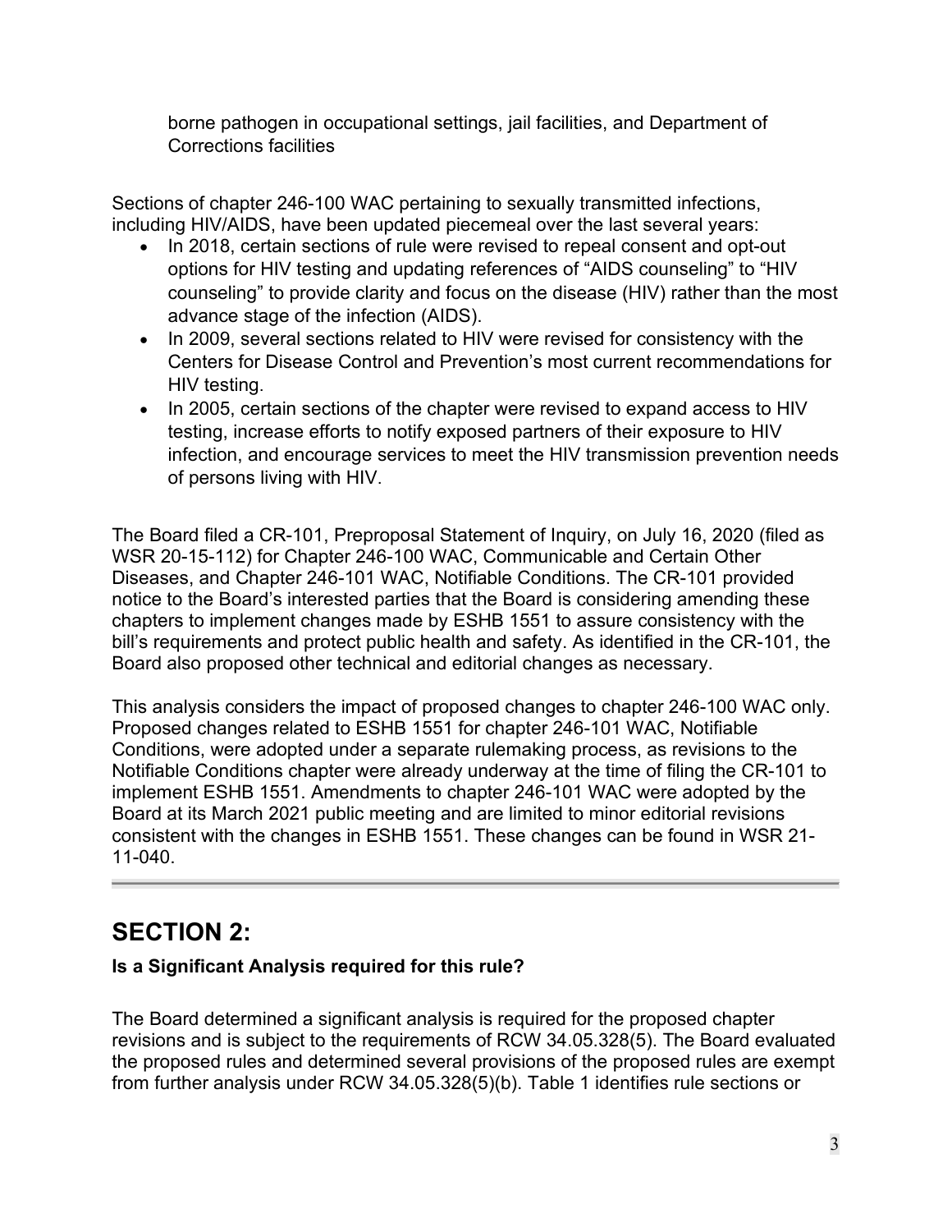borne pathogen in occupational settings, jail facilities, and Department of Corrections facilities

Sections of chapter 246-100 WAC pertaining to sexually transmitted infections, including HIV/AIDS, have been updated piecemeal over the last several years:

- In 2018, certain sections of rule were revised to repeal consent and opt-out options for HIV testing and updating references of "AIDS counseling" to "HIV counseling" to provide clarity and focus on the disease (HIV) rather than the most advance stage of the infection (AIDS).
- In 2009, several sections related to HIV were revised for consistency with the Centers for Disease Control and Prevention's most current recommendations for HIV testing.
- In 2005, certain sections of the chapter were revised to expand access to HIV testing, increase efforts to notify exposed partners of their exposure to HIV infection, and encourage services to meet the HIV transmission prevention needs of persons living with HIV.

The Board filed a CR-101, Preproposal Statement of Inquiry, on July 16, 2020 (filed as WSR 20-15-112) for Chapter 246-100 WAC, Communicable and Certain Other Diseases, and Chapter 246-101 WAC, Notifiable Conditions. The CR-101 provided notice to the Board's interested parties that the Board is considering amending these chapters to implement changes made by ESHB 1551 to assure consistency with the bill's requirements and protect public health and safety. As identified in the CR-101, the Board also proposed other technical and editorial changes as necessary.

This analysis considers the impact of proposed changes to chapter 246-100 WAC only. Proposed changes related to ESHB 1551 for chapter 246-101 WAC, Notifiable Conditions, were adopted under a separate rulemaking process, as revisions to the Notifiable Conditions chapter were already underway at the time of filing the CR-101 to implement ESHB 1551. Amendments to chapter 246-101 WAC were adopted by the Board at its March 2021 public meeting and are limited to minor editorial revisions consistent with the changes in ESHB 1551. These changes can be found in WSR 21-11-040.

## SECTION 2:

**Is a Significant Analysis required for this rule?**

The Board determined a significant analysis is required for the proposed chapter revisions and is subject to the requirements of RCW 34.05.328(5). The Board evaluated the proposed rules and determined several provisions of the proposed rules are exempt from further analysis under RCW 34.05.328(5)(b). Table 1 identifies rule sections or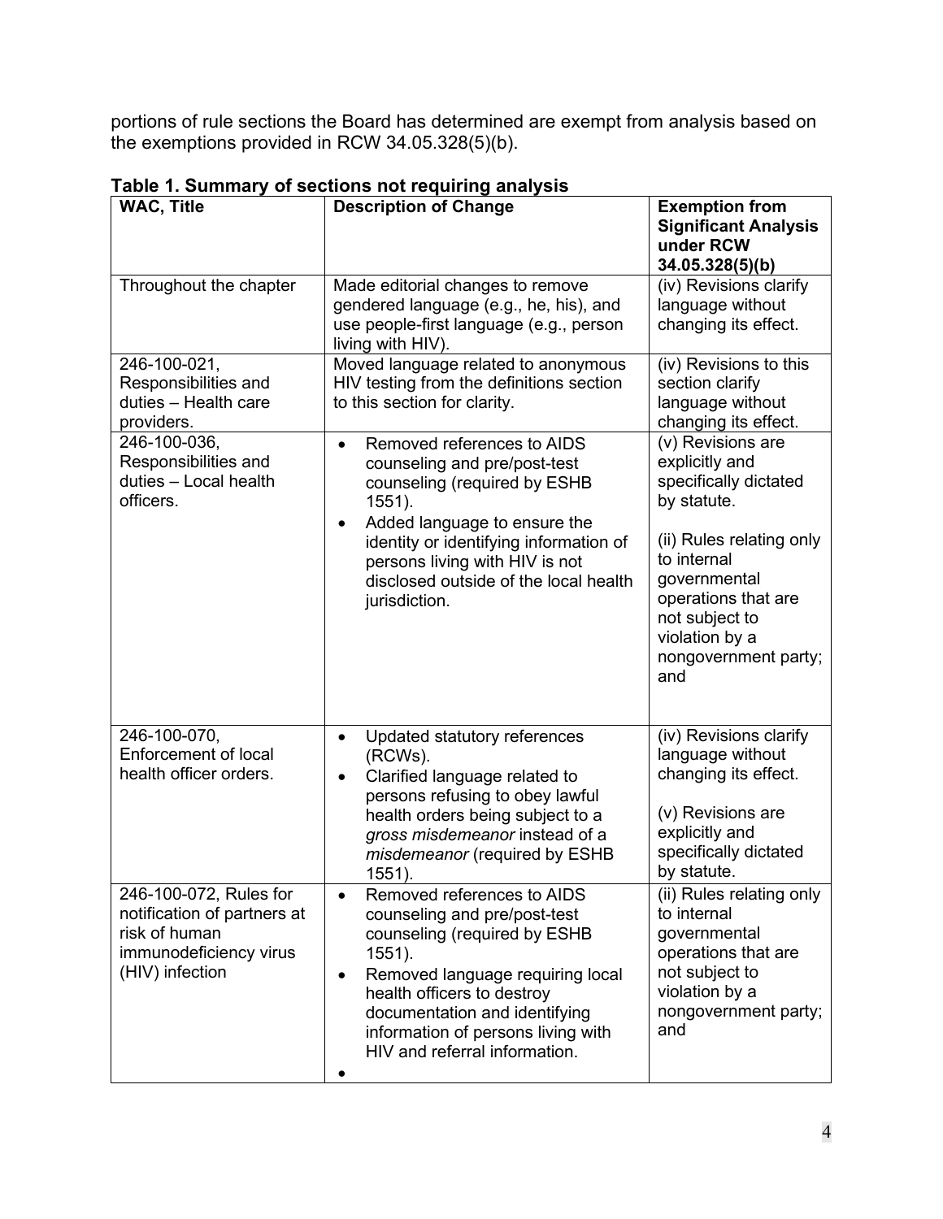portions of rule sections the Board has determined are exempt from analysis based on the exemptions provided in RCW 34.05.328(5)(b).

**Table 1. Summary of sections not requiring analysis**

| **WAC, Title** | **Description of Change** | **Exemption from Significant Analysis under RCW 34.05.328(5)(b)** |
|---|---|---|
| Throughout the chapter | Made editorial changes to remove gendered language (e.g., he, his), and use people-first language (e.g., person living with HIV). | (iv) Revisions clarify language without changing its effect. |
| 246-100-021, Responsibilities and duties – Health care providers. | Moved language related to anonymous HIV testing from the definitions section to this section for clarity. | (iv) Revisions to this section clarify language without changing its effect. |
| 246-100-036, Responsibilities and duties – Local health officers. | • Removed references to AIDS counseling and pre/post-test counseling (required by ESHB 1551).<br>• Added language to ensure the identity or identifying information of persons living with HIV is not disclosed outside of the local health jurisdiction. | (v) Revisions are explicitly and specifically dictated by statute.<br><br>(ii) Rules relating only to internal governmental operations that are not subject to violation by a nongovernment party; and |
| 246-100-070, Enforcement of local health officer orders. | • Updated statutory references (RCWs).<br>• Clarified language related to persons refusing to obey lawful health orders being subject to a *gross misdemeanor* instead of a *misdemeanor* (required by ESHB 1551). | (iv) Revisions clarify language without changing its effect.<br><br>(v) Revisions are explicitly and specifically dictated by statute. |
| 246-100-072, Rules for notification of partners at risk of human immunodeficiency virus (HIV) infection | • Removed references to AIDS counseling and pre/post-test counseling (required by ESHB 1551).<br>• Removed language requiring local health officers to destroy documentation and identifying information of persons living with HIV and referral information.<br>• | (ii) Rules relating only to internal governmental operations that are not subject to violation by a nongovernment party; and |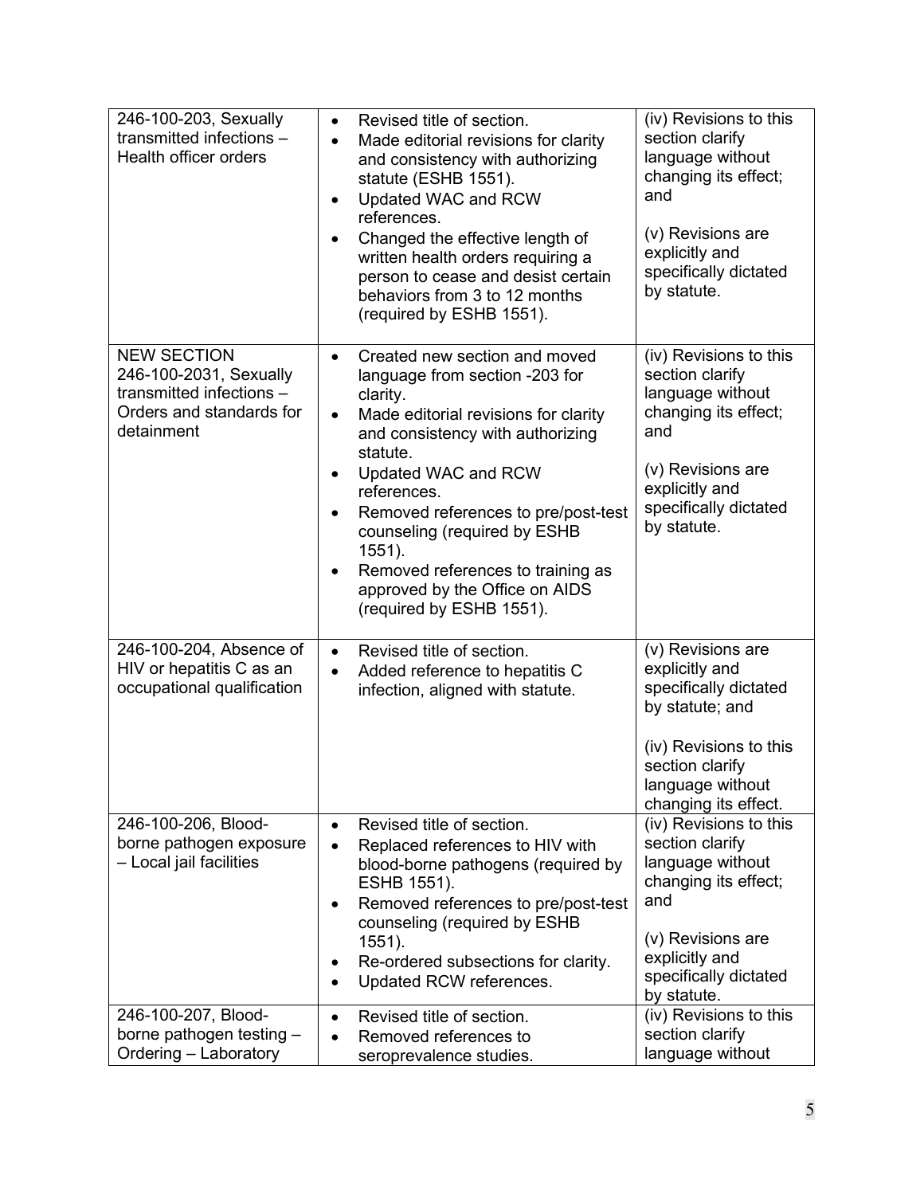| | | |
|---|---|---|
| 246-100-203, Sexually transmitted infections – Health officer orders | • Revised title of section.<br>• Made editorial revisions for clarity and consistency with authorizing statute (ESHB 1551).<br>• Updated WAC and RCW references.<br>• Changed the effective length of written health orders requiring a person to cease and desist certain behaviors from 3 to 12 months (required by ESHB 1551). | (iv) Revisions to this section clarify language without changing its effect; and<br><br>(v) Revisions are explicitly and specifically dictated by statute. |
| NEW SECTION 246-100-2031, Sexually transmitted infections – Orders and standards for detainment | • Created new section and moved language from section -203 for clarity.<br>• Made editorial revisions for clarity and consistency with authorizing statute.<br>• Updated WAC and RCW references.<br>• Removed references to pre/post-test counseling (required by ESHB 1551).<br>• Removed references to training as approved by the Office on AIDS (required by ESHB 1551). | (iv) Revisions to this section clarify language without changing its effect; and<br><br>(v) Revisions are explicitly and specifically dictated by statute. |
| 246-100-204, Absence of HIV or hepatitis C as an occupational qualification | • Revised title of section.<br>• Added reference to hepatitis C infection, aligned with statute. | (v) Revisions are explicitly and specifically dictated by statute; and<br><br>(iv) Revisions to this section clarify language without changing its effect. |
| 246-100-206, Blood-borne pathogen exposure – Local jail facilities | • Revised title of section.<br>• Replaced references to HIV with blood-borne pathogens (required by ESHB 1551).<br>• Removed references to pre/post-test counseling (required by ESHB 1551).<br>• Re-ordered subsections for clarity.<br>• Updated RCW references. | (iv) Revisions to this section clarify language without changing its effect; and<br><br>(v) Revisions are explicitly and specifically dictated by statute. |
| 246-100-207, Blood-borne pathogen testing – Ordering – Laboratory | • Revised title of section.<br>• Removed references to seroprevalence studies. | (iv) Revisions to this section clarify language without |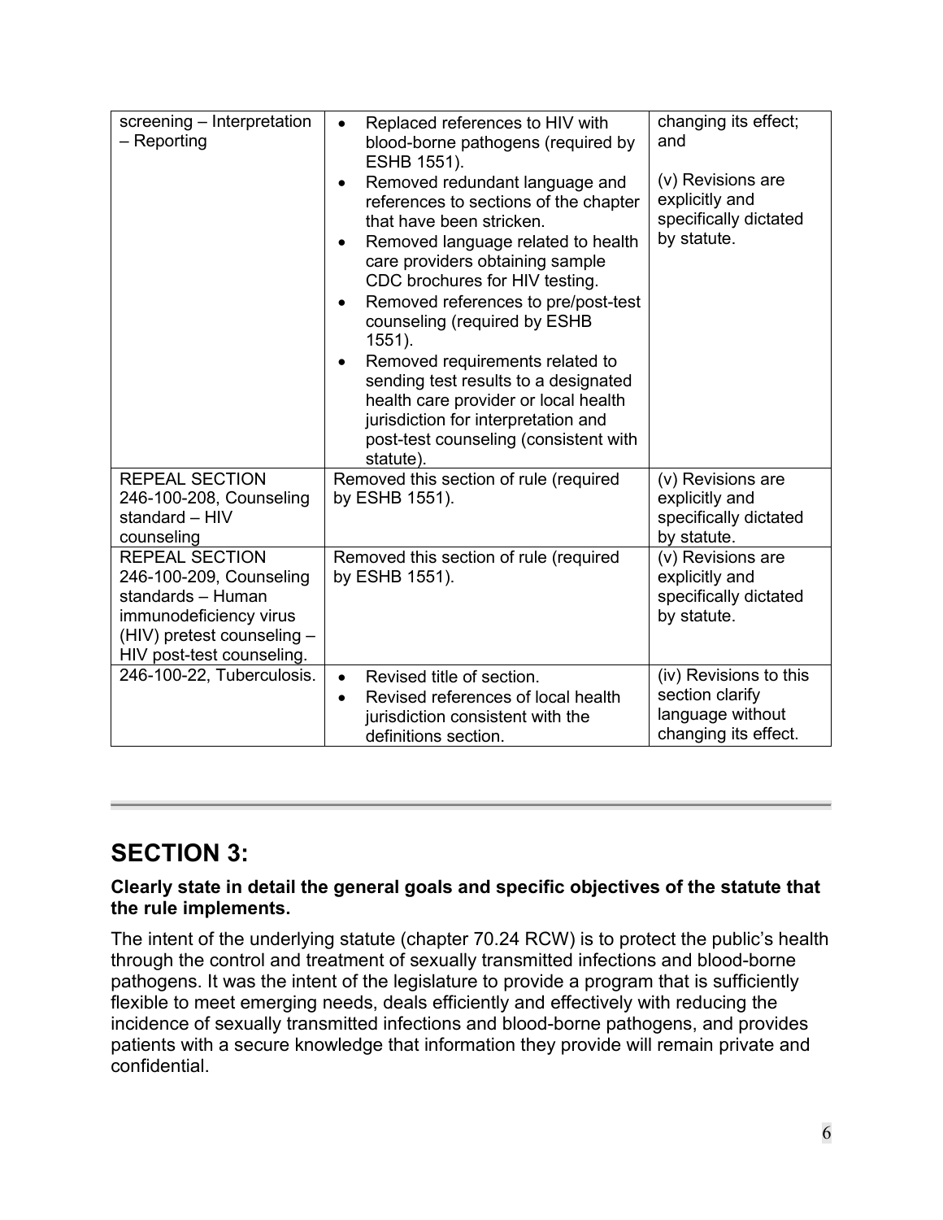| | | |
|---|---|---|
| screening – Interpretation – Reporting | • Replaced references to HIV with blood-borne pathogens (required by ESHB 1551).<br>• Removed redundant language and references to sections of the chapter that have been stricken.<br>• Removed language related to health care providers obtaining sample CDC brochures for HIV testing.<br>• Removed references to pre/post-test counseling (required by ESHB 1551).<br>• Removed requirements related to sending test results to a designated health care provider or local health jurisdiction for interpretation and post-test counseling (consistent with statute). | changing its effect; and<br><br>(v) Revisions are explicitly and specifically dictated by statute. |
| REPEAL SECTION 246-100-208, Counseling standard – HIV counseling | Removed this section of rule (required by ESHB 1551). | (v) Revisions are explicitly and specifically dictated by statute. |
| REPEAL SECTION 246-100-209, Counseling standards – Human immunodeficiency virus (HIV) pretest counseling – HIV post-test counseling. | Removed this section of rule (required by ESHB 1551). | (v) Revisions are explicitly and specifically dictated by statute. |
| 246-100-22, Tuberculosis. | • Revised title of section.<br>• Revised references of local health jurisdiction consistent with the definitions section. | (iv) Revisions to this section clarify language without changing its effect. |

## SECTION 3:

**Clearly state in detail the general goals and specific objectives of the statute that the rule implements.**

The intent of the underlying statute (chapter 70.24 RCW) is to protect the public's health through the control and treatment of sexually transmitted infections and blood-borne pathogens. It was the intent of the legislature to provide a program that is sufficiently flexible to meet emerging needs, deals efficiently and effectively with reducing the incidence of sexually transmitted infections and blood-borne pathogens, and provides patients with a secure knowledge that information they provide will remain private and confidential.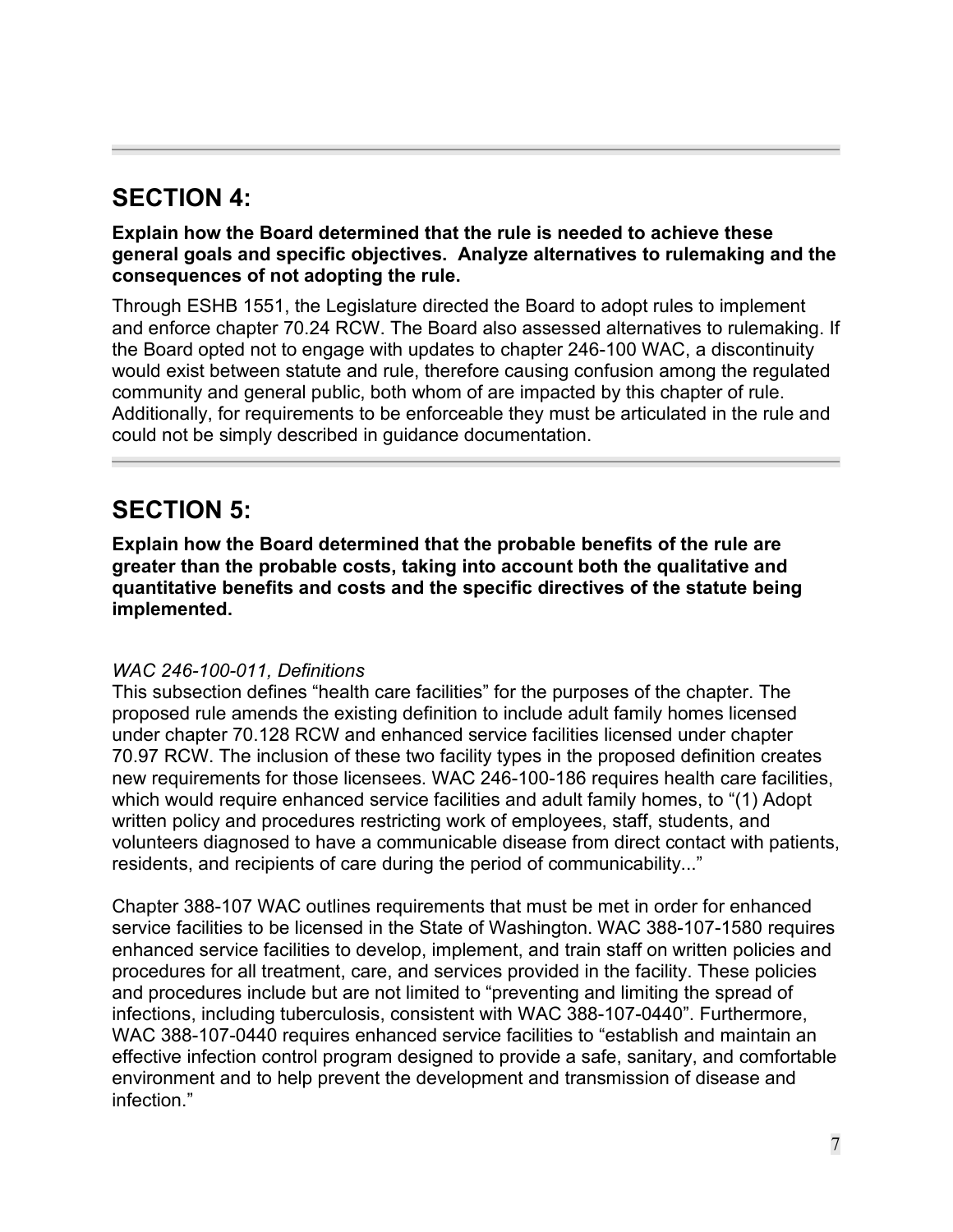## SECTION 4:

**Explain how the Board determined that the rule is needed to achieve these general goals and specific objectives. Analyze alternatives to rulemaking and the consequences of not adopting the rule.**

Through ESHB 1551, the Legislature directed the Board to adopt rules to implement and enforce chapter 70.24 RCW. The Board also assessed alternatives to rulemaking. If the Board opted not to engage with updates to chapter 246-100 WAC, a discontinuity would exist between statute and rule, therefore causing confusion among the regulated community and general public, both whom of are impacted by this chapter of rule. Additionally, for requirements to be enforceable they must be articulated in the rule and could not be simply described in guidance documentation.

## SECTION 5:

**Explain how the Board determined that the probable benefits of the rule are greater than the probable costs, taking into account both the qualitative and quantitative benefits and costs and the specific directives of the statute being implemented.**

*WAC 246-100-011, Definitions*
This subsection defines "health care facilities" for the purposes of the chapter. The proposed rule amends the existing definition to include adult family homes licensed under chapter 70.128 RCW and enhanced service facilities licensed under chapter 70.97 RCW. The inclusion of these two facility types in the proposed definition creates new requirements for those licensees. WAC 246-100-186 requires health care facilities, which would require enhanced service facilities and adult family homes, to "(1) Adopt written policy and procedures restricting work of employees, staff, students, and volunteers diagnosed to have a communicable disease from direct contact with patients, residents, and recipients of care during the period of communicability..."

Chapter 388-107 WAC outlines requirements that must be met in order for enhanced service facilities to be licensed in the State of Washington. WAC 388-107-1580 requires enhanced service facilities to develop, implement, and train staff on written policies and procedures for all treatment, care, and services provided in the facility. These policies and procedures include but are not limited to "preventing and limiting the spread of infections, including tuberculosis, consistent with WAC 388-107-0440". Furthermore, WAC 388-107-0440 requires enhanced service facilities to "establish and maintain an effective infection control program designed to provide a safe, sanitary, and comfortable environment and to help prevent the development and transmission of disease and infection."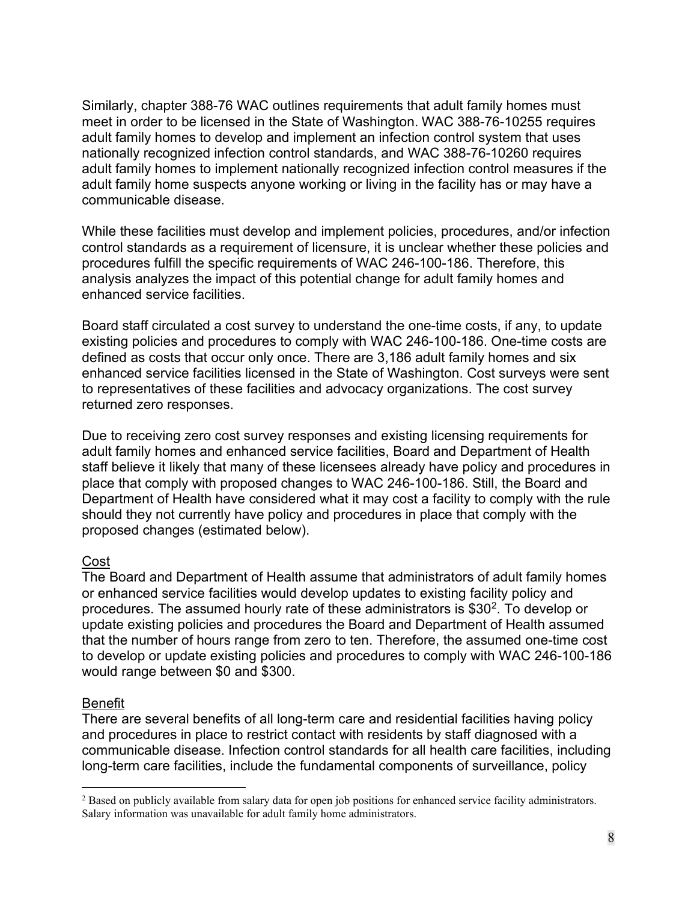Similarly, chapter 388-76 WAC outlines requirements that adult family homes must meet in order to be licensed in the State of Washington. WAC 388-76-10255 requires adult family homes to develop and implement an infection control system that uses nationally recognized infection control standards, and WAC 388-76-10260 requires adult family homes to implement nationally recognized infection control measures if the adult family home suspects anyone working or living in the facility has or may have a communicable disease.

While these facilities must develop and implement policies, procedures, and/or infection control standards as a requirement of licensure, it is unclear whether these policies and procedures fulfill the specific requirements of WAC 246-100-186. Therefore, this analysis analyzes the impact of this potential change for adult family homes and enhanced service facilities.

Board staff circulated a cost survey to understand the one-time costs, if any, to update existing policies and procedures to comply with WAC 246-100-186. One-time costs are defined as costs that occur only once. There are 3,186 adult family homes and six enhanced service facilities licensed in the State of Washington. Cost surveys were sent to representatives of these facilities and advocacy organizations. The cost survey returned zero responses.

Due to receiving zero cost survey responses and existing licensing requirements for adult family homes and enhanced service facilities, Board and Department of Health staff believe it likely that many of these licensees already have policy and procedures in place that comply with proposed changes to WAC 246-100-186. Still, the Board and Department of Health have considered what it may cost a facility to comply with the rule should they not currently have policy and procedures in place that comply with the proposed changes (estimated below).

Cost

The Board and Department of Health assume that administrators of adult family homes or enhanced service facilities would develop updates to existing facility policy and procedures. The assumed hourly rate of these administrators is $30[2]. To develop or update existing policies and procedures the Board and Department of Health assumed that the number of hours range from zero to ten. Therefore, the assumed one-time cost to develop or update existing policies and procedures to comply with WAC 246-100-186 would range between $0 and $300.

Benefit

There are several benefits of all long-term care and residential facilities having policy and procedures in place to restrict contact with residents by staff diagnosed with a communicable disease. Infection control standards for all health care facilities, including long-term care facilities, include the fundamental components of surveillance, policy

[2] Based on publicly available from salary data for open job positions for enhanced service facility administrators. Salary information was unavailable for adult family home administrators.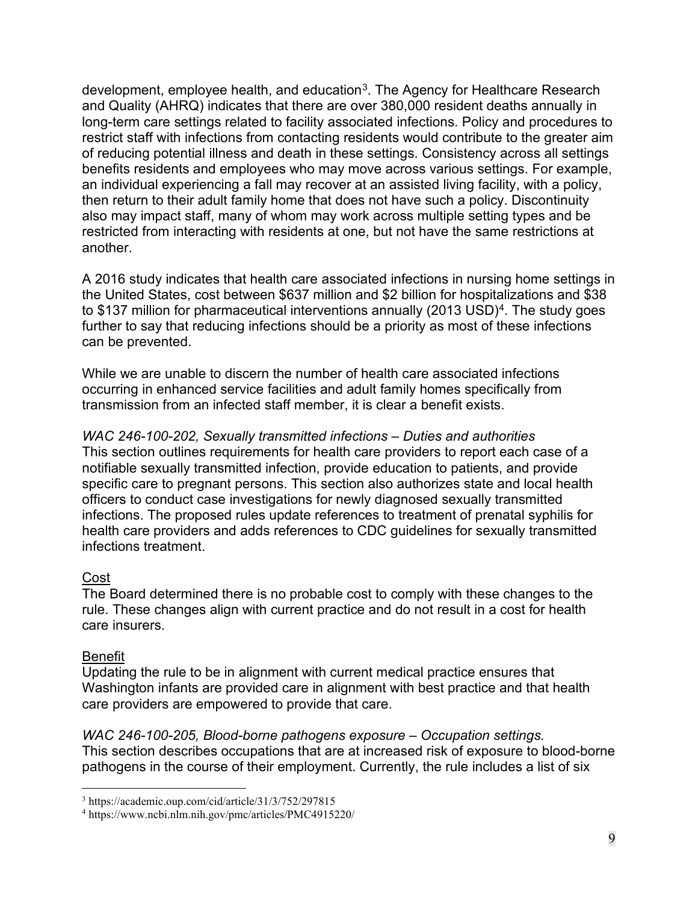development, employee health, and education[3]. The Agency for Healthcare Research and Quality (AHRQ) indicates that there are over 380,000 resident deaths annually in long-term care settings related to facility associated infections. Policy and procedures to restrict staff with infections from contacting residents would contribute to the greater aim of reducing potential illness and death in these settings. Consistency across all settings benefits residents and employees who may move across various settings. For example, an individual experiencing a fall may recover at an assisted living facility, with a policy, then return to their adult family home that does not have such a policy. Discontinuity also may impact staff, many of whom may work across multiple setting types and be restricted from interacting with residents at one, but not have the same restrictions at another.

A 2016 study indicates that health care associated infections in nursing home settings in the United States, cost between $637 million and $2 billion for hospitalizations and $38 to $137 million for pharmaceutical interventions annually (2013 USD)[4]. The study goes further to say that reducing infections should be a priority as most of these infections can be prevented.

While we are unable to discern the number of health care associated infections occurring in enhanced service facilities and adult family homes specifically from transmission from an infected staff member, it is clear a benefit exists.

*WAC 246-100-202, Sexually transmitted infections – Duties and authorities*
This section outlines requirements for health care providers to report each case of a notifiable sexually transmitted infection, provide education to patients, and provide specific care to pregnant persons. This section also authorizes state and local health officers to conduct case investigations for newly diagnosed sexually transmitted infections. The proposed rules update references to treatment of prenatal syphilis for health care providers and adds references to CDC guidelines for sexually transmitted infections treatment.

<u>Cost</u>
The Board determined there is no probable cost to comply with these changes to the rule. These changes align with current practice and do not result in a cost for health care insurers.

<u>Benefit</u>
Updating the rule to be in alignment with current medical practice ensures that Washington infants are provided care in alignment with best practice and that health care providers are empowered to provide that care.

*WAC 246-100-205, Blood-borne pathogens exposure – Occupation settings.*
This section describes occupations that are at increased risk of exposure to blood-borne pathogens in the course of their employment. Currently, the rule includes a list of six

---

[3] https://academic.oup.com/cid/article/31/3/752/297815
[4] https://www.ncbi.nlm.nih.gov/pmc/articles/PMC4915220/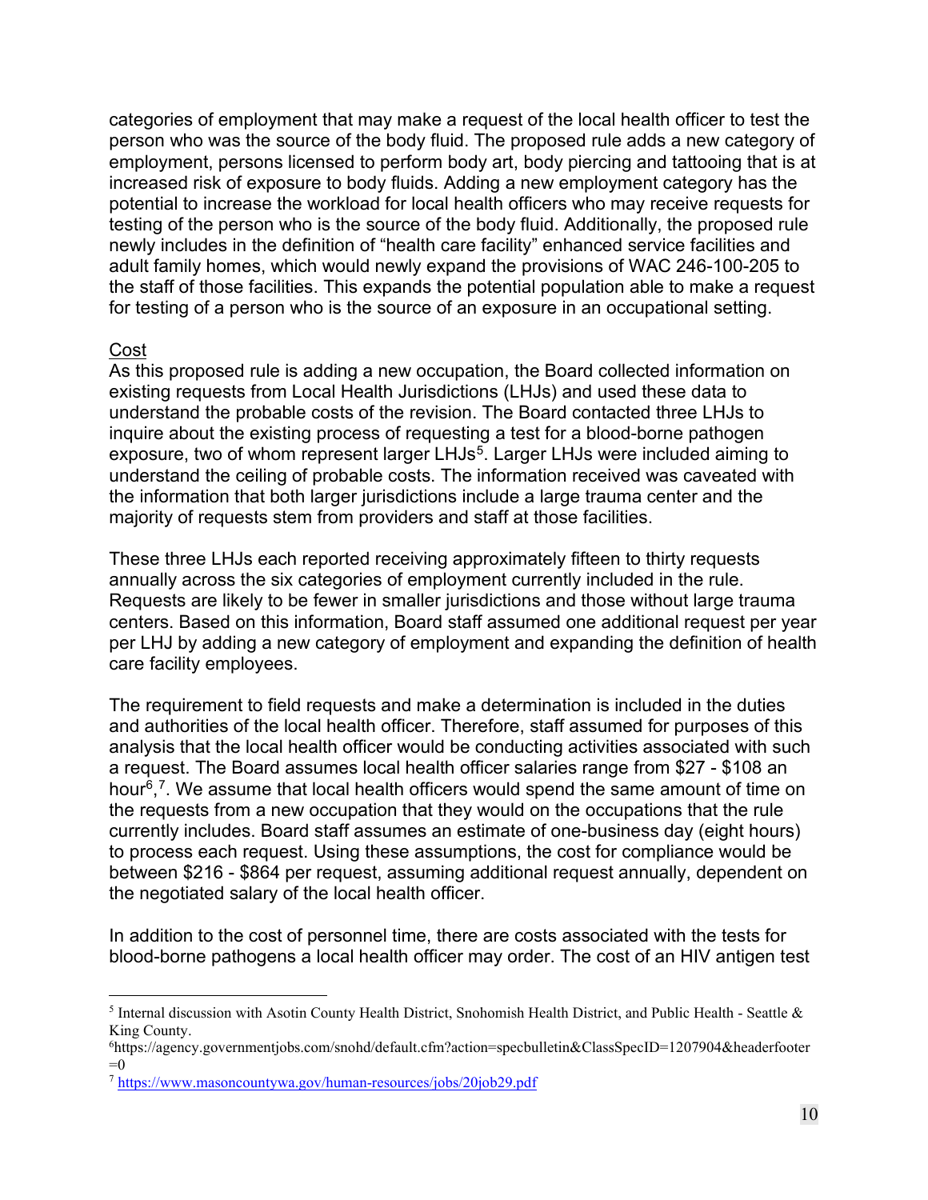categories of employment that may make a request of the local health officer to test the person who was the source of the body fluid. The proposed rule adds a new category of employment, persons licensed to perform body art, body piercing and tattooing that is at increased risk of exposure to body fluids. Adding a new employment category has the potential to increase the workload for local health officers who may receive requests for testing of the person who is the source of the body fluid. Additionally, the proposed rule newly includes in the definition of "health care facility" enhanced service facilities and adult family homes, which would newly expand the provisions of WAC 246-100-205 to the staff of those facilities. This expands the potential population able to make a request for testing of a person who is the source of an exposure in an occupational setting.

Cost

As this proposed rule is adding a new occupation, the Board collected information on existing requests from Local Health Jurisdictions (LHJs) and used these data to understand the probable costs of the revision. The Board contacted three LHJs to inquire about the existing process of requesting a test for a blood-borne pathogen exposure, two of whom represent larger LHJs[5]. Larger LHJs were included aiming to understand the ceiling of probable costs. The information received was caveated with the information that both larger jurisdictions include a large trauma center and the majority of requests stem from providers and staff at those facilities.

These three LHJs each reported receiving approximately fifteen to thirty requests annually across the six categories of employment currently included in the rule. Requests are likely to be fewer in smaller jurisdictions and those without large trauma centers. Based on this information, Board staff assumed one additional request per year per LHJ by adding a new category of employment and expanding the definition of health care facility employees.

The requirement to field requests and make a determination is included in the duties and authorities of the local health officer. Therefore, staff assumed for purposes of this analysis that the local health officer would be conducting activities associated with such a request. The Board assumes local health officer salaries range from $27 - $108 an hour[6],[7]. We assume that local health officers would spend the same amount of time on the requests from a new occupation that they would on the occupations that the rule currently includes. Board staff assumes an estimate of one-business day (eight hours) to process each request. Using these assumptions, the cost for compliance would be between $216 - $864 per request, assuming additional request annually, dependent on the negotiated salary of the local health officer.

In addition to the cost of personnel time, there are costs associated with the tests for blood-borne pathogens a local health officer may order. The cost of an HIV antigen test

---

[5] Internal discussion with Asotin County Health District, Snohomish Health District, and Public Health - Seattle & King County.

[6] https://agency.governmentjobs.com/snohd/default.cfm?action=specbulletin&ClassSpecID=1207904&headerfooter=0

[7] https://www.masoncountywa.gov/human-resources/jobs/20job29.pdf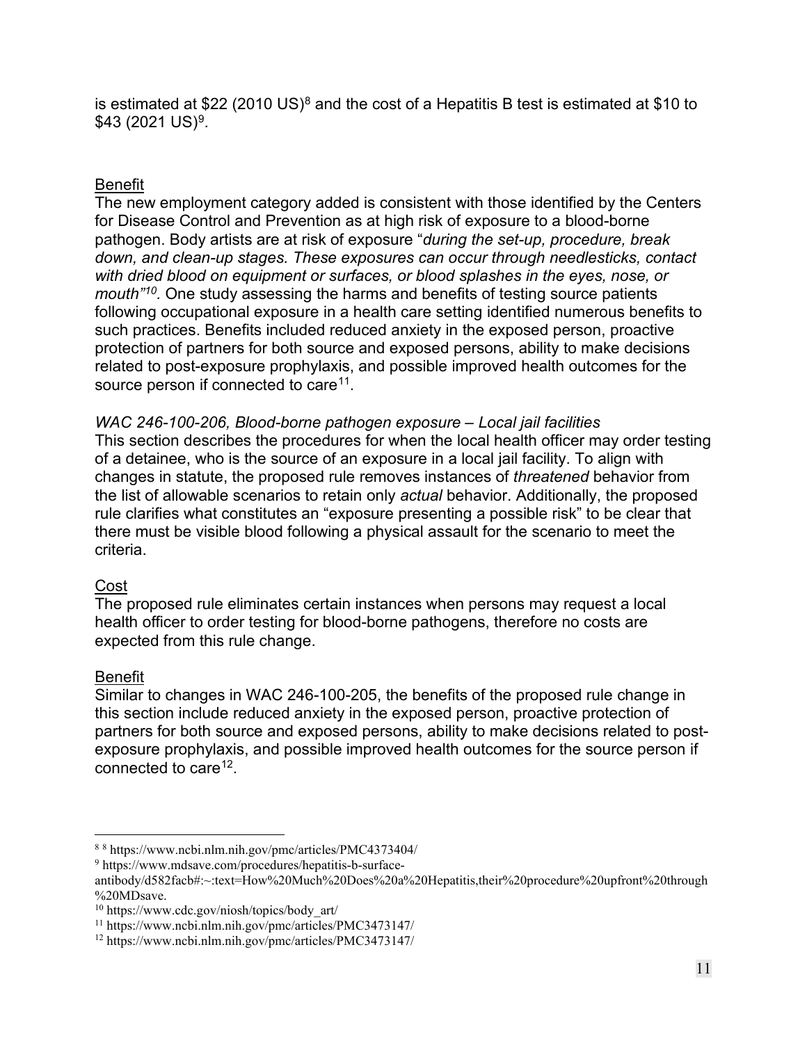is estimated at $22 (2010 US)[8] and the cost of a Hepatitis B test is estimated at $10 to $43 (2021 US)[9].

Benefit

The new employment category added is consistent with those identified by the Centers for Disease Control and Prevention as at high risk of exposure to a blood-borne pathogen. Body artists are at risk of exposure "*during the set-up, procedure, break down, and clean-up stages. These exposures can occur through needlesticks, contact with dried blood on equipment or surfaces, or blood splashes in the eyes, nose, or mouth"[10].* One study assessing the harms and benefits of testing source patients following occupational exposure in a health care setting identified numerous benefits to such practices. Benefits included reduced anxiety in the exposed person, proactive protection of partners for both source and exposed persons, ability to make decisions related to post-exposure prophylaxis, and possible improved health outcomes for the source person if connected to care[11].

*WAC 246-100-206, Blood-borne pathogen exposure – Local jail facilities*

This section describes the procedures for when the local health officer may order testing of a detainee, who is the source of an exposure in a local jail facility. To align with changes in statute, the proposed rule removes instances of *threatened* behavior from the list of allowable scenarios to retain only *actual* behavior. Additionally, the proposed rule clarifies what constitutes an "exposure presenting a possible risk" to be clear that there must be visible blood following a physical assault for the scenario to meet the criteria.

Cost

The proposed rule eliminates certain instances when persons may request a local health officer to order testing for blood-borne pathogens, therefore no costs are expected from this rule change.

Benefit

Similar to changes in WAC 246-100-205, the benefits of the proposed rule change in this section include reduced anxiety in the exposed person, proactive protection of partners for both source and exposed persons, ability to make decisions related to post-exposure prophylaxis, and possible improved health outcomes for the source person if connected to care[12].

---

[8] 8 https://www.ncbi.nlm.nih.gov/pmc/articles/PMC4373404/

[9] https://www.mdsave.com/procedures/hepatitis-b-surface-antibody/d582facb#:~:text=How%20Much%20Does%20a%20Hepatitis,their%20procedure%20upfront%20through%20MDsave.

[10] https://www.cdc.gov/niosh/topics/body_art/

[11] https://www.ncbi.nlm.nih.gov/pmc/articles/PMC3473147/

[12] https://www.ncbi.nlm.nih.gov/pmc/articles/PMC3473147/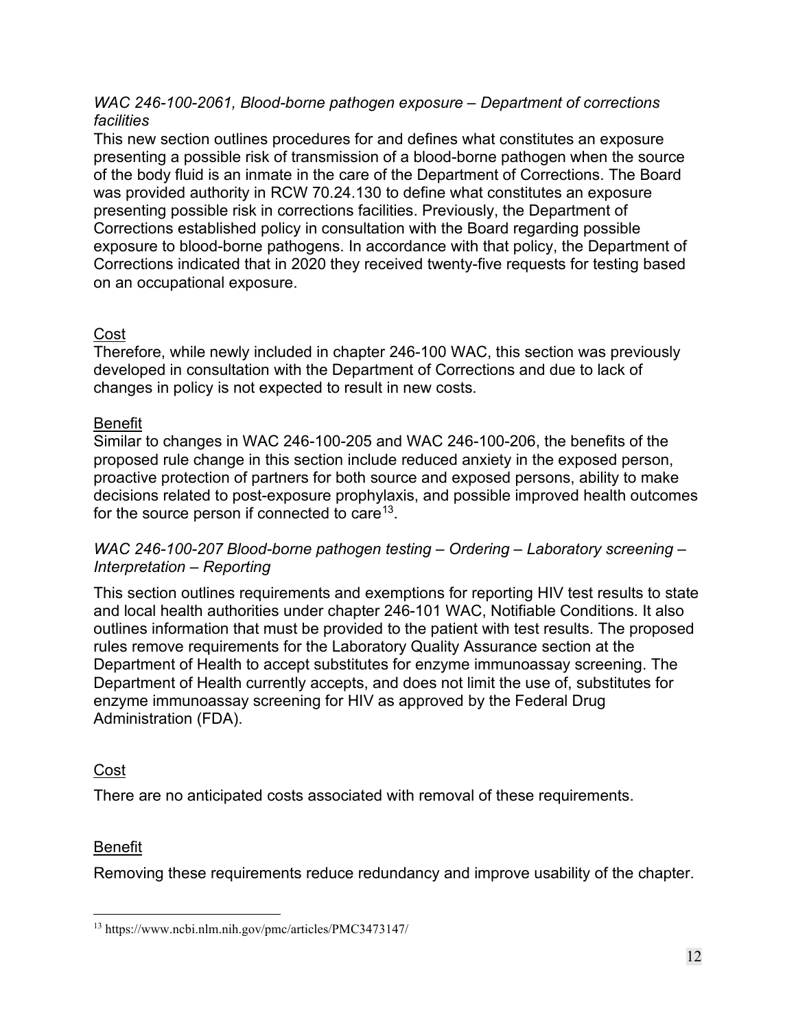*WAC 246-100-2061, Blood-borne pathogen exposure – Department of corrections facilities*

This new section outlines procedures for and defines what constitutes an exposure presenting a possible risk of transmission of a blood-borne pathogen when the source of the body fluid is an inmate in the care of the Department of Corrections. The Board was provided authority in RCW 70.24.130 to define what constitutes an exposure presenting possible risk in corrections facilities. Previously, the Department of Corrections established policy in consultation with the Board regarding possible exposure to blood-borne pathogens. In accordance with that policy, the Department of Corrections indicated that in 2020 they received twenty-five requests for testing based on an occupational exposure.

Cost

Therefore, while newly included in chapter 246-100 WAC, this section was previously developed in consultation with the Department of Corrections and due to lack of changes in policy is not expected to result in new costs.

Benefit

Similar to changes in WAC 246-100-205 and WAC 246-100-206, the benefits of the proposed rule change in this section include reduced anxiety in the exposed person, proactive protection of partners for both source and exposed persons, ability to make decisions related to post-exposure prophylaxis, and possible improved health outcomes for the source person if connected to care[13].

*WAC 246-100-207 Blood-borne pathogen testing – Ordering – Laboratory screening – Interpretation – Reporting*

This section outlines requirements and exemptions for reporting HIV test results to state and local health authorities under chapter 246-101 WAC, Notifiable Conditions. It also outlines information that must be provided to the patient with test results. The proposed rules remove requirements for the Laboratory Quality Assurance section at the Department of Health to accept substitutes for enzyme immunoassay screening. The Department of Health currently accepts, and does not limit the use of, substitutes for enzyme immunoassay screening for HIV as approved by the Federal Drug Administration (FDA).

Cost

There are no anticipated costs associated with removal of these requirements.

Benefit

Removing these requirements reduce redundancy and improve usability of the chapter.

---

[13] https://www.ncbi.nlm.nih.gov/pmc/articles/PMC3473147/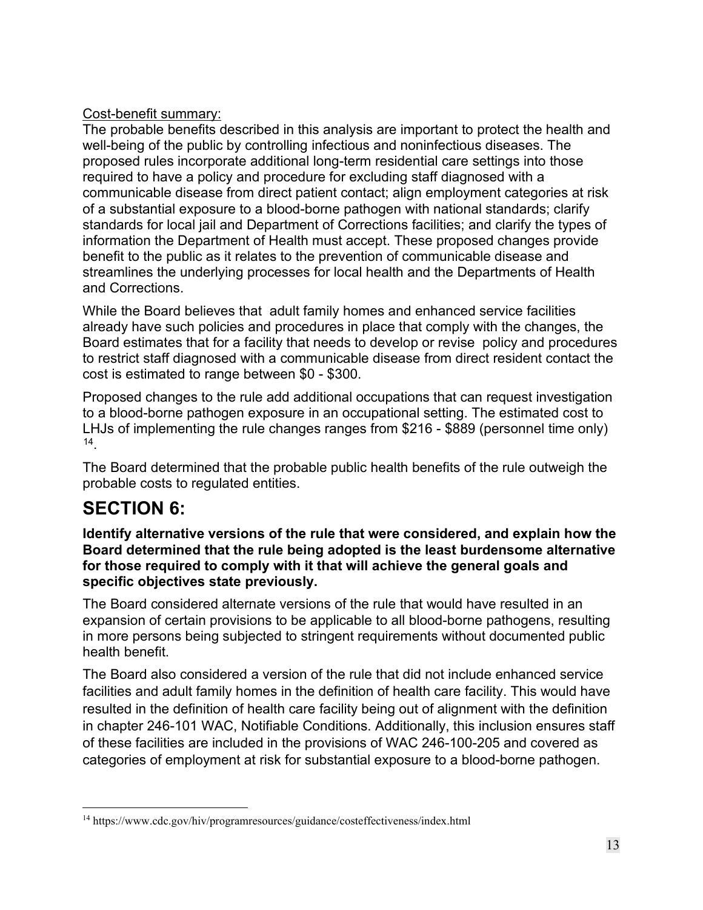Cost-benefit summary:

The probable benefits described in this analysis are important to protect the health and well-being of the public by controlling infectious and noninfectious diseases. The proposed rules incorporate additional long-term residential care settings into those required to have a policy and procedure for excluding staff diagnosed with a communicable disease from direct patient contact; align employment categories at risk of a substantial exposure to a blood-borne pathogen with national standards; clarify standards for local jail and Department of Corrections facilities; and clarify the types of information the Department of Health must accept. These proposed changes provide benefit to the public as it relates to the prevention of communicable disease and streamlines the underlying processes for local health and the Departments of Health and Corrections.

While the Board believes that adult family homes and enhanced service facilities already have such policies and procedures in place that comply with the changes, the Board estimates that for a facility that needs to develop or revise policy and procedures to restrict staff diagnosed with a communicable disease from direct resident contact the cost is estimated to range between $0 - $300.

Proposed changes to the rule add additional occupations that can request investigation to a blood-borne pathogen exposure in an occupational setting. The estimated cost to LHJs of implementing the rule changes ranges from $216 - $889 (personnel time only) [14].

The Board determined that the probable public health benefits of the rule outweigh the probable costs to regulated entities.

# SECTION 6:

**Identify alternative versions of the rule that were considered, and explain how the Board determined that the rule being adopted is the least burdensome alternative for those required to comply with it that will achieve the general goals and specific objectives state previously.**

The Board considered alternate versions of the rule that would have resulted in an expansion of certain provisions to be applicable to all blood-borne pathogens, resulting in more persons being subjected to stringent requirements without documented public health benefit.

The Board also considered a version of the rule that did not include enhanced service facilities and adult family homes in the definition of health care facility. This would have resulted in the definition of health care facility being out of alignment with the definition in chapter 246-101 WAC, Notifiable Conditions. Additionally, this inclusion ensures staff of these facilities are included in the provisions of WAC 246-100-205 and covered as categories of employment at risk for substantial exposure to a blood-borne pathogen.

[14] https://www.cdc.gov/hiv/programresources/guidance/costeffectiveness/index.html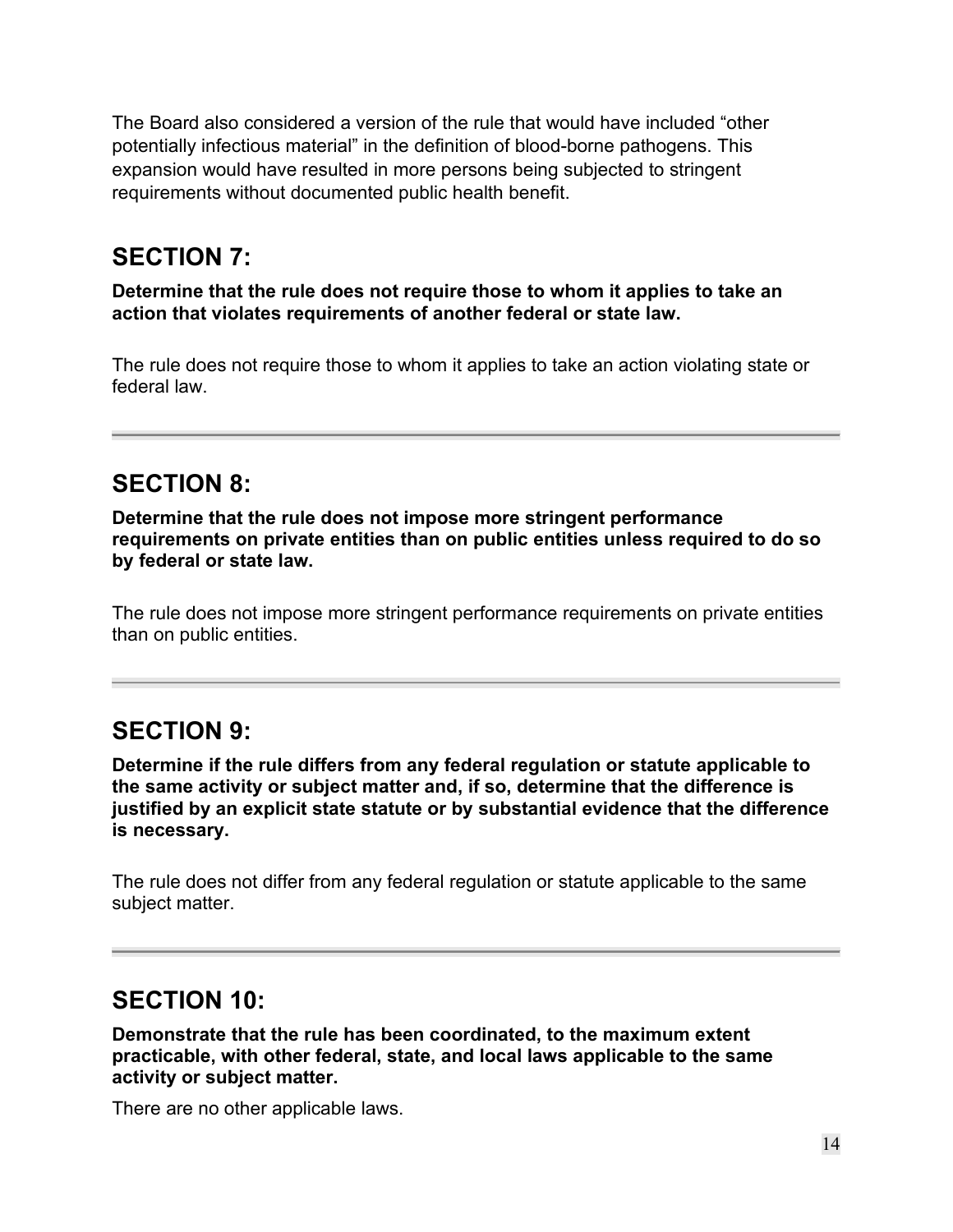The Board also considered a version of the rule that would have included "other potentially infectious material" in the definition of blood-borne pathogens. This expansion would have resulted in more persons being subjected to stringent requirements without documented public health benefit.

## SECTION 7:

**Determine that the rule does not require those to whom it applies to take an action that violates requirements of another federal or state law.**

The rule does not require those to whom it applies to take an action violating state or federal law.

---

## SECTION 8:

**Determine that the rule does not impose more stringent performance requirements on private entities than on public entities unless required to do so by federal or state law.**

The rule does not impose more stringent performance requirements on private entities than on public entities.

---

## SECTION 9:

**Determine if the rule differs from any federal regulation or statute applicable to the same activity or subject matter and, if so, determine that the difference is justified by an explicit state statute or by substantial evidence that the difference is necessary.**

The rule does not differ from any federal regulation or statute applicable to the same subject matter.

---

## SECTION 10:

**Demonstrate that the rule has been coordinated, to the maximum extent practicable, with other federal, state, and local laws applicable to the same activity or subject matter.**

There are no other applicable laws.